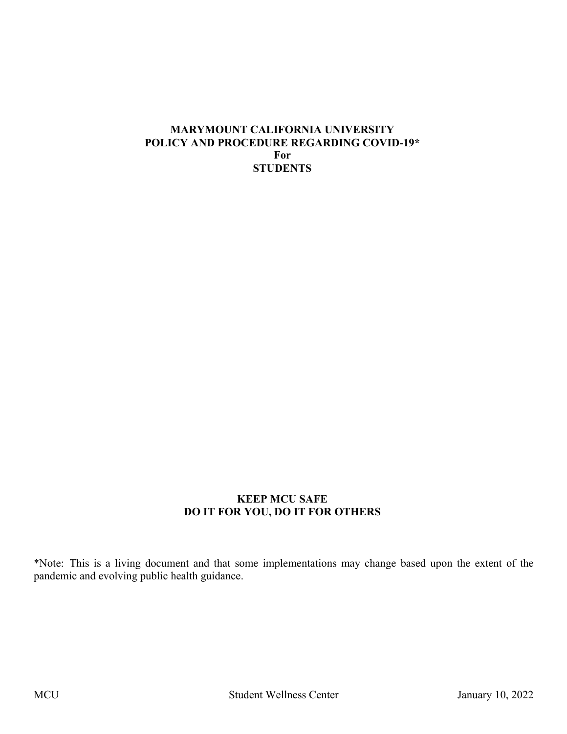# MARYMOUNT CALIFORNIA UNIVERSITY
# POLICY AND PROCEDURE REGARDING COVID-19*
# For
# STUDENTS

**KEEP MCU SAFE**
**DO IT FOR YOU, DO IT FOR OTHERS**

*Note: This is a living document and that some implementations may change based upon the extent of the pandemic and evolving public health guidance.

MCU Student Wellness Center January 10, 2022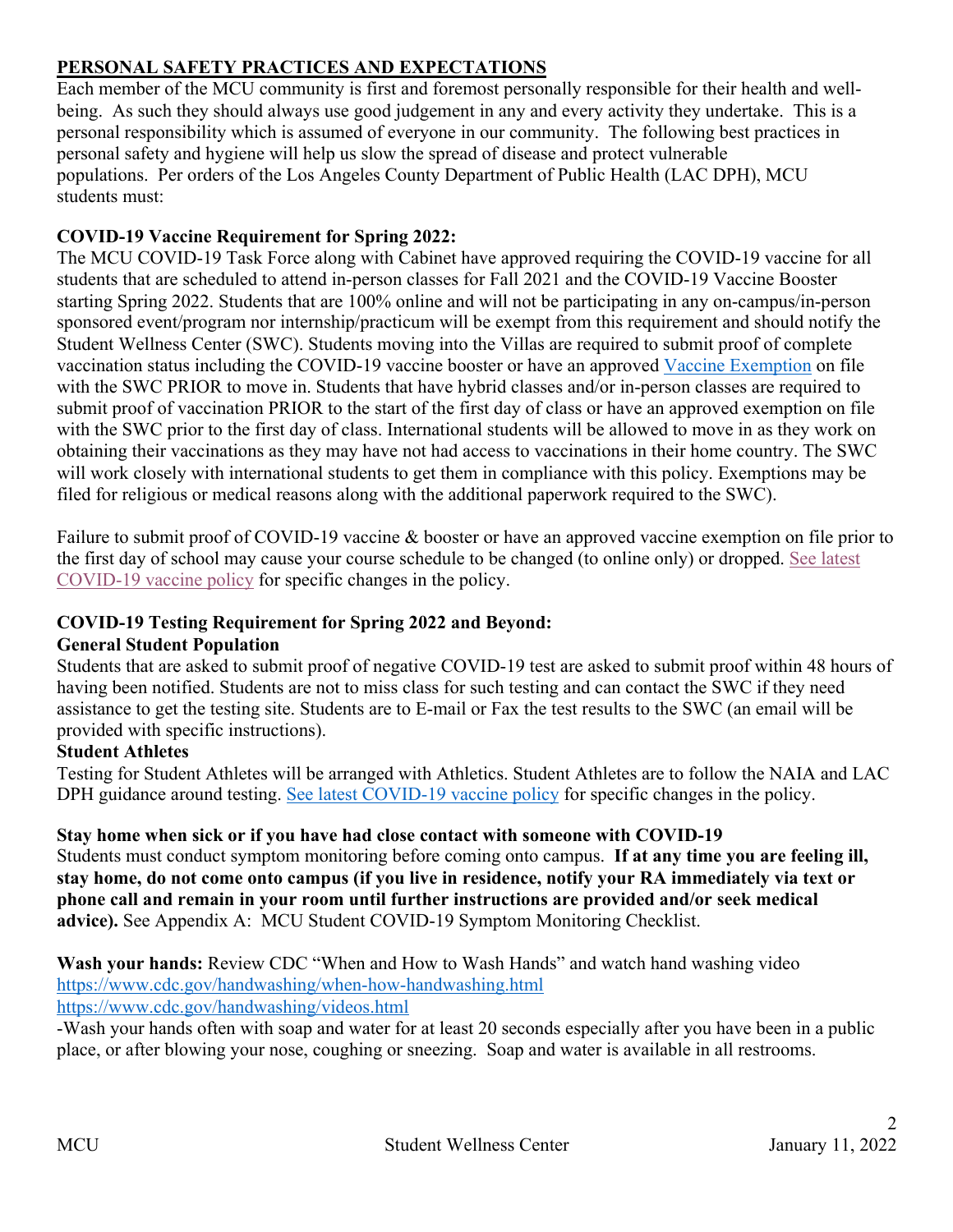## PERSONAL SAFETY PRACTICES AND EXPECTATIONS

Each member of the MCU community is first and foremost personally responsible for their health and well-being. As such they should always use good judgement in any and every activity they undertake. This is a personal responsibility which is assumed of everyone in our community. The following best practices in personal safety and hygiene will help us slow the spread of disease and protect vulnerable populations. Per orders of the Los Angeles County Department of Public Health (LAC DPH), MCU students must:

**COVID-19 Vaccine Requirement for Spring 2022:**

The MCU COVID-19 Task Force along with Cabinet have approved requiring the COVID-19 vaccine for all students that are scheduled to attend in-person classes for Fall 2021 and the COVID-19 Vaccine Booster starting Spring 2022. Students that are 100% online and will not be participating in any on-campus/in-person sponsored event/program nor internship/practicum will be exempt from this requirement and should notify the Student Wellness Center (SWC). Students moving into the Villas are required to submit proof of complete vaccination status including the COVID-19 vaccine booster or have an approved Vaccine Exemption on file with the SWC PRIOR to move in. Students that have hybrid classes and/or in-person classes are required to submit proof of vaccination PRIOR to the start of the first day of class or have an approved exemption on file with the SWC prior to the first day of class. International students will be allowed to move in as they work on obtaining their vaccinations as they may have not had access to vaccinations in their home country. The SWC will work closely with international students to get them in compliance with this policy. Exemptions may be filed for religious or medical reasons along with the additional paperwork required to the SWC).

Failure to submit proof of COVID-19 vaccine & booster or have an approved vaccine exemption on file prior to the first day of school may cause your course schedule to be changed (to online only) or dropped. See latest COVID-19 vaccine policy for specific changes in the policy.

**COVID-19 Testing Requirement for Spring 2022 and Beyond:**

**General Student Population**

Students that are asked to submit proof of negative COVID-19 test are asked to submit proof within 48 hours of having been notified. Students are not to miss class for such testing and can contact the SWC if they need assistance to get the testing site. Students are to E-mail or Fax the test results to the SWC (an email will be provided with specific instructions).

**Student Athletes**

Testing for Student Athletes will be arranged with Athletics. Student Athletes are to follow the NAIA and LAC DPH guidance around testing. See latest COVID-19 vaccine policy for specific changes in the policy.

**Stay home when sick or if you have had close contact with someone with COVID-19**

Students must conduct symptom monitoring before coming onto campus. **If at any time you are feeling ill, stay home, do not come onto campus (if you live in residence, notify your RA immediately via text or phone call and remain in your room until further instructions are provided and/or seek medical advice).** See Appendix A: MCU Student COVID-19 Symptom Monitoring Checklist.

**Wash your hands:** Review CDC "When and How to Wash Hands" and watch hand washing video
https://www.cdc.gov/handwashing/when-how-handwashing.html
https://www.cdc.gov/handwashing/videos.html

-Wash your hands often with soap and water for at least 20 seconds especially after you have been in a public place, or after blowing your nose, coughing or sneezing. Soap and water is available in all restrooms.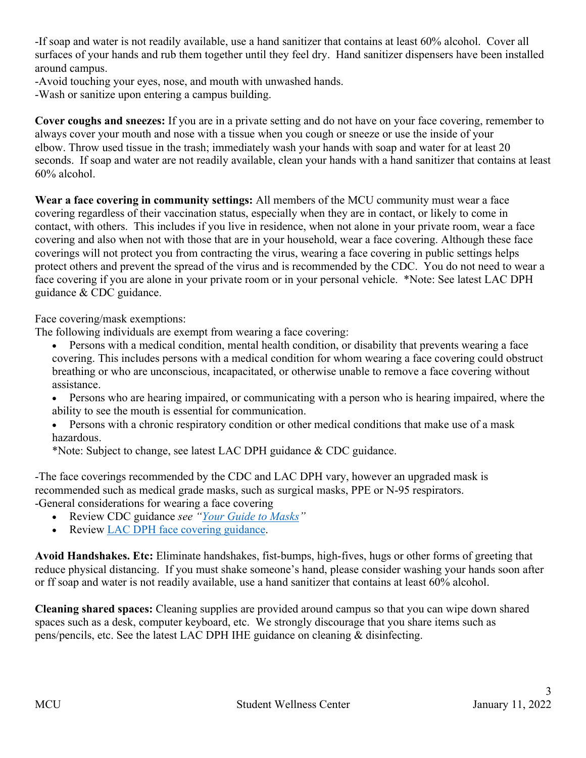-If soap and water is not readily available, use a hand sanitizer that contains at least 60% alcohol. Cover all surfaces of your hands and rub them together until they feel dry. Hand sanitizer dispensers have been installed around campus.
-Avoid touching your eyes, nose, and mouth with unwashed hands.
-Wash or sanitize upon entering a campus building.

**Cover coughs and sneezes:** If you are in a private setting and do not have on your face covering, remember to always cover your mouth and nose with a tissue when you cough or sneeze or use the inside of your elbow. Throw used tissue in the trash; immediately wash your hands with soap and water for at least 20 seconds. If soap and water are not readily available, clean your hands with a hand sanitizer that contains at least 60% alcohol.

**Wear a face covering in community settings:** All members of the MCU community must wear a face covering regardless of their vaccination status, especially when they are in contact, or likely to come in contact, with others. This includes if you live in residence, when not alone in your private room, wear a face covering and also when not with those that are in your household, wear a face covering. Although these face coverings will not protect you from contracting the virus, wearing a face covering in public settings helps protect others and prevent the spread of the virus and is recommended by the CDC. You do not need to wear a face covering if you are alone in your private room or in your personal vehicle. *Note: See latest LAC DPH guidance & CDC guidance.

Face covering/mask exemptions:
The following individuals are exempt from wearing a face covering:

- Persons with a medical condition, mental health condition, or disability that prevents wearing a face covering. This includes persons with a medical condition for whom wearing a face covering could obstruct breathing or who are unconscious, incapacitated, or otherwise unable to remove a face covering without assistance.
- Persons who are hearing impaired, or communicating with a person who is hearing impaired, where the ability to see the mouth is essential for communication.
- Persons with a chronic respiratory condition or other medical conditions that make use of a mask hazardous.

*Note: Subject to change, see latest LAC DPH guidance & CDC guidance.

-The face coverings recommended by the CDC and LAC DPH vary, however an upgraded mask is recommended such as medical grade masks, such as surgical masks, PPE or N-95 respirators.
-General considerations for wearing a face covering

- Review CDC guidance *see "Your Guide to Masks"*
- Review LAC DPH face covering guidance.

**Avoid Handshakes. Etc:** Eliminate handshakes, fist-bumps, high-fives, hugs or other forms of greeting that reduce physical distancing. If you must shake someone's hand, please consider washing your hands soon after or ff soap and water is not readily available, use a hand sanitizer that contains at least 60% alcohol.

**Cleaning shared spaces:** Cleaning supplies are provided around campus so that you can wipe down shared spaces such as a desk, computer keyboard, etc. We strongly discourage that you share items such as pens/pencils, etc. See the latest LAC DPH IHE guidance on cleaning & disinfecting.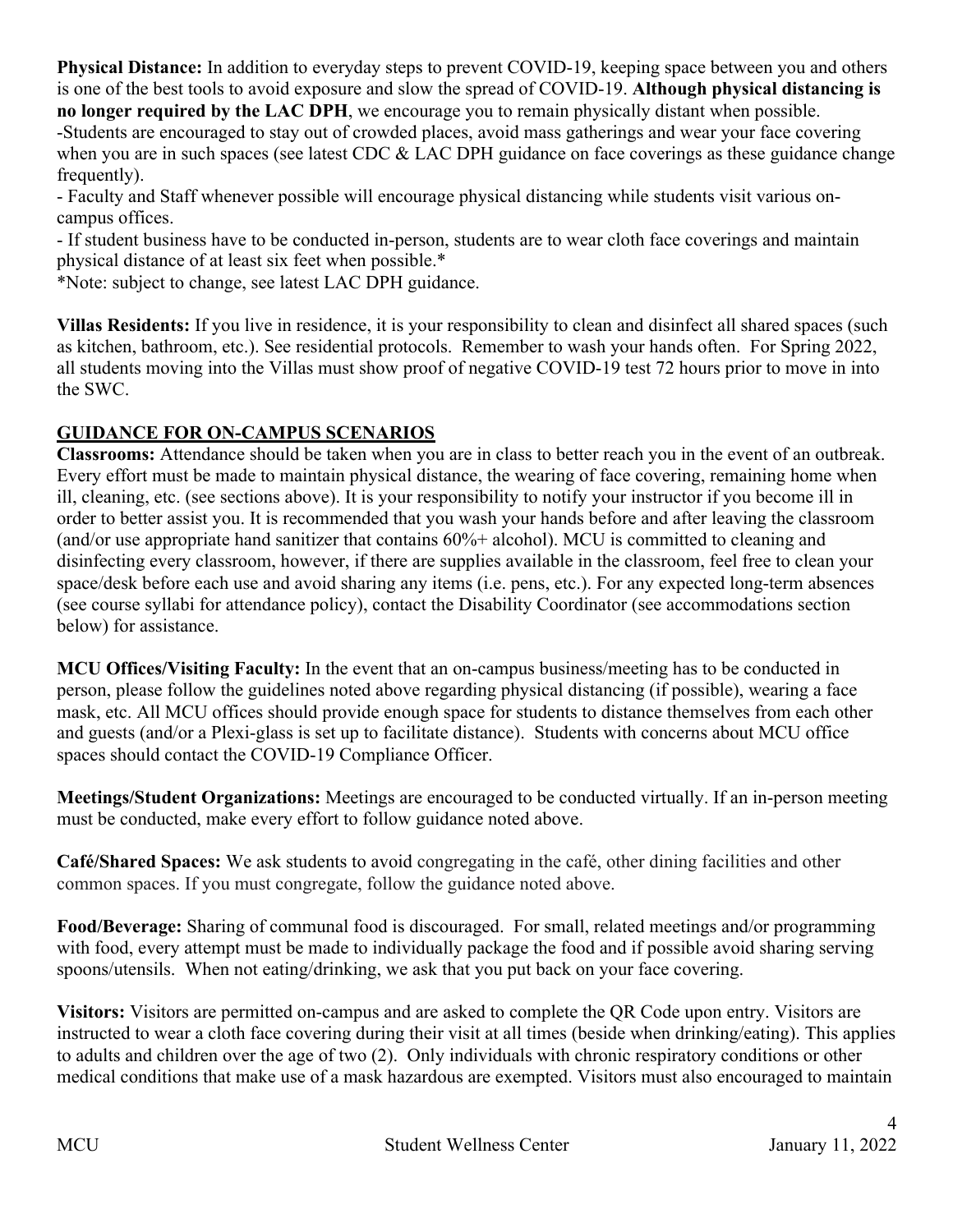**Physical Distance:** In addition to everyday steps to prevent COVID-19, keeping space between you and others is one of the best tools to avoid exposure and slow the spread of COVID-19. **Although physical distancing is no longer required by the LAC DPH**, we encourage you to remain physically distant when possible.

-Students are encouraged to stay out of crowded places, avoid mass gatherings and wear your face covering when you are in such spaces (see latest CDC & LAC DPH guidance on face coverings as these guidance change frequently).

- Faculty and Staff whenever possible will encourage physical distancing while students visit various on-campus offices.

- If student business have to be conducted in-person, students are to wear cloth face coverings and maintain physical distance of at least six feet when possible.*

*Note: subject to change, see latest LAC DPH guidance.

**Villas Residents:** If you live in residence, it is your responsibility to clean and disinfect all shared spaces (such as kitchen, bathroom, etc.). See residential protocols. Remember to wash your hands often. For Spring 2022, all students moving into the Villas must show proof of negative COVID-19 test 72 hours prior to move in into the SWC.

## GUIDANCE FOR ON-CAMPUS SCENARIOS

**Classrooms:** Attendance should be taken when you are in class to better reach you in the event of an outbreak. Every effort must be made to maintain physical distance, the wearing of face covering, remaining home when ill, cleaning, etc. (see sections above). It is your responsibility to notify your instructor if you become ill in order to better assist you. It is recommended that you wash your hands before and after leaving the classroom (and/or use appropriate hand sanitizer that contains 60%+ alcohol). MCU is committed to cleaning and disinfecting every classroom, however, if there are supplies available in the classroom, feel free to clean your space/desk before each use and avoid sharing any items (i.e. pens, etc.). For any expected long-term absences (see course syllabi for attendance policy), contact the Disability Coordinator (see accommodations section below) for assistance.

**MCU Offices/Visiting Faculty:** In the event that an on-campus business/meeting has to be conducted in person, please follow the guidelines noted above regarding physical distancing (if possible), wearing a face mask, etc. All MCU offices should provide enough space for students to distance themselves from each other and guests (and/or a Plexi-glass is set up to facilitate distance). Students with concerns about MCU office spaces should contact the COVID-19 Compliance Officer.

**Meetings/Student Organizations:** Meetings are encouraged to be conducted virtually. If an in-person meeting must be conducted, make every effort to follow guidance noted above.

**Café/Shared Spaces:** We ask students to avoid congregating in the café, other dining facilities and other common spaces. If you must congregate, follow the guidance noted above.

**Food/Beverage:** Sharing of communal food is discouraged. For small, related meetings and/or programming with food, every attempt must be made to individually package the food and if possible avoid sharing serving spoons/utensils. When not eating/drinking, we ask that you put back on your face covering.

**Visitors:** Visitors are permitted on-campus and are asked to complete the QR Code upon entry. Visitors are instructed to wear a cloth face covering during their visit at all times (beside when drinking/eating). This applies to adults and children over the age of two (2). Only individuals with chronic respiratory conditions or other medical conditions that make use of a mask hazardous are exempted. Visitors must also encouraged to maintain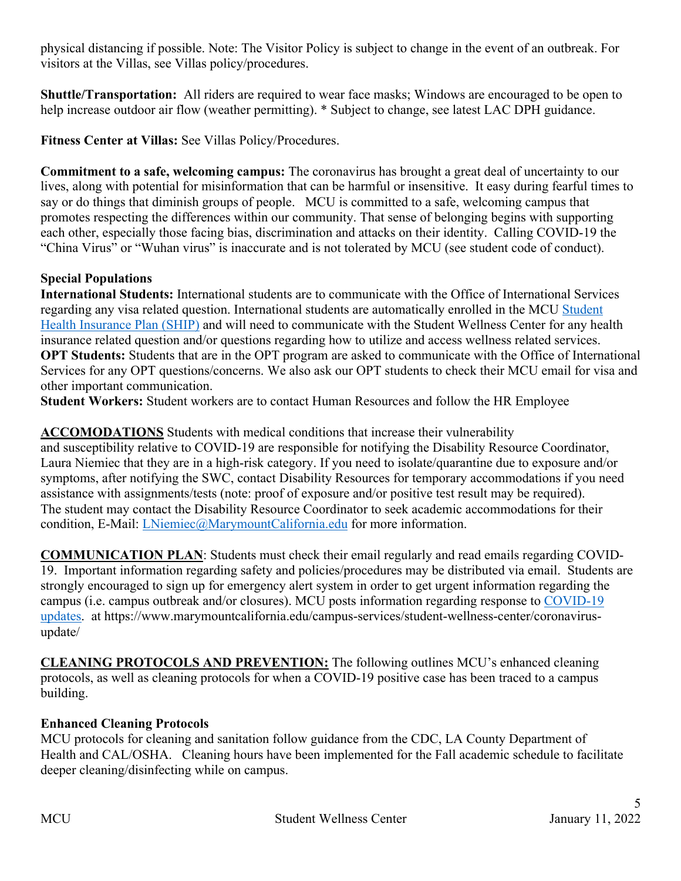physical distancing if possible. Note: The Visitor Policy is subject to change in the event of an outbreak. For visitors at the Villas, see Villas policy/procedures.

**Shuttle/Transportation:** All riders are required to wear face masks; Windows are encouraged to be open to help increase outdoor air flow (weather permitting). * Subject to change, see latest LAC DPH guidance.

**Fitness Center at Villas:** See Villas Policy/Procedures.

**Commitment to a safe, welcoming campus:** The coronavirus has brought a great deal of uncertainty to our lives, along with potential for misinformation that can be harmful or insensitive. It easy during fearful times to say or do things that diminish groups of people. MCU is committed to a safe, welcoming campus that promotes respecting the differences within our community. That sense of belonging begins with supporting each other, especially those facing bias, discrimination and attacks on their identity. Calling COVID-19 the "China Virus" or "Wuhan virus" is inaccurate and is not tolerated by MCU (see student code of conduct).

**Special Populations**

**International Students:** International students are to communicate with the Office of International Services regarding any visa related question. International students are automatically enrolled in the MCU [Student Health Insurance Plan (SHIP)] and will need to communicate with the Student Wellness Center for any health insurance related question and/or questions regarding how to utilize and access wellness related services.

**OPT Students:** Students that are in the OPT program are asked to communicate with the Office of International Services for any OPT questions/concerns. We also ask our OPT students to check their MCU email for visa and other important communication.

**Student Workers:** Student workers are to contact Human Resources and follow the HR Employee

**ACCOMODATIONS** Students with medical conditions that increase their vulnerability and susceptibility relative to COVID-19 are responsible for notifying the Disability Resource Coordinator, Laura Niemiec that they are in a high-risk category. If you need to isolate/quarantine due to exposure and/or symptoms, after notifying the SWC, contact Disability Resources for temporary accommodations if you need assistance with assignments/tests (note: proof of exposure and/or positive test result may be required). The student may contact the Disability Resource Coordinator to seek academic accommodations for their condition, E-Mail: LNiemiec@MarymountCalifornia.edu for more information.

**COMMUNICATION PLAN**: Students must check their email regularly and read emails regarding COVID-19. Important information regarding safety and policies/procedures may be distributed via email. Students are strongly encouraged to sign up for emergency alert system in order to get urgent information regarding the campus (i.e. campus outbreak and/or closures). MCU posts information regarding response to COVID-19 updates. at https://www.marymountcalifornia.edu/campus-services/student-wellness-center/coronavirus-update/

**CLEANING PROTOCOLS AND PREVENTION:** The following outlines MCU's enhanced cleaning protocols, as well as cleaning protocols for when a COVID-19 positive case has been traced to a campus building.

**Enhanced Cleaning Protocols**

MCU protocols for cleaning and sanitation follow guidance from the CDC, LA County Department of Health and CAL/OSHA. Cleaning hours have been implemented for the Fall academic schedule to facilitate deeper cleaning/disinfecting while on campus.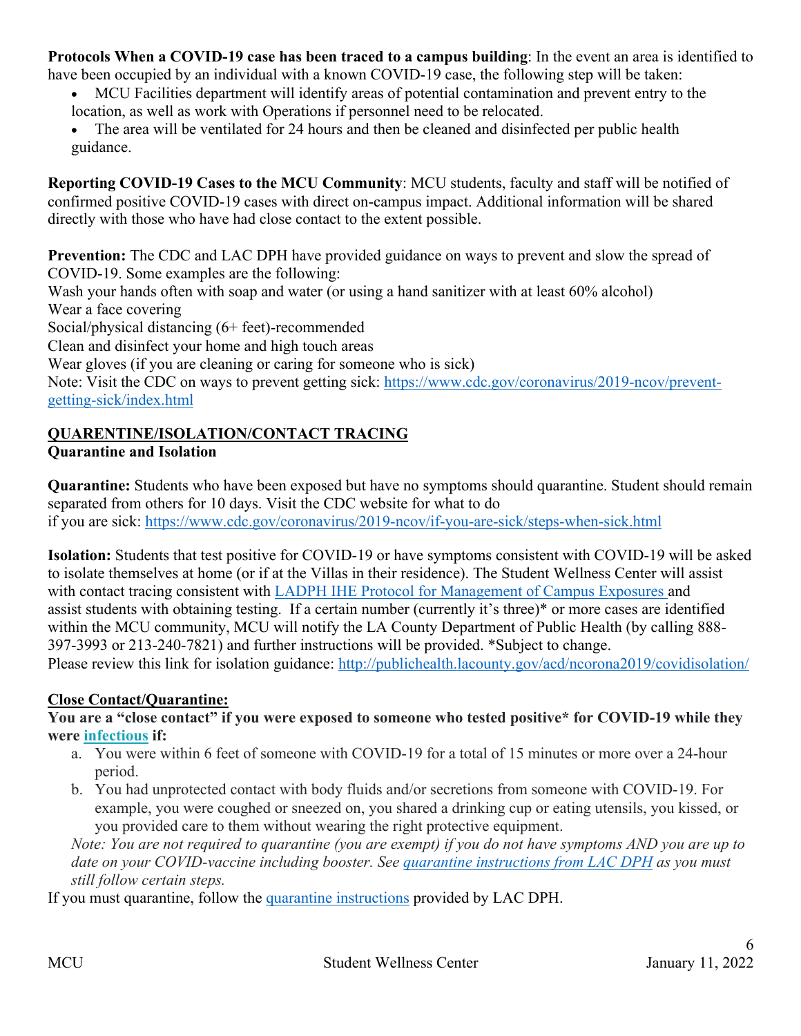**Protocols When a COVID-19 case has been traced to a campus building**: In the event an area is identified to have been occupied by an individual with a known COVID-19 case, the following step will be taken:

- MCU Facilities department will identify areas of potential contamination and prevent entry to the location, as well as work with Operations if personnel need to be relocated.
- The area will be ventilated for 24 hours and then be cleaned and disinfected per public health guidance.

**Reporting COVID-19 Cases to the MCU Community**: MCU students, faculty and staff will be notified of confirmed positive COVID-19 cases with direct on-campus impact. Additional information will be shared directly with those who have had close contact to the extent possible.

**Prevention:** The CDC and LAC DPH have provided guidance on ways to prevent and slow the spread of COVID-19. Some examples are the following:
Wash your hands often with soap and water (or using a hand sanitizer with at least 60% alcohol)
Wear a face covering
Social/physical distancing (6+ feet)-recommended
Clean and disinfect your home and high touch areas
Wear gloves (if you are cleaning or caring for someone who is sick)
Note: Visit the CDC on ways to prevent getting sick: https://www.cdc.gov/coronavirus/2019-ncov/prevent-getting-sick/index.html

## QUARENTINE/ISOLATION/CONTACT TRACING

### Quarantine and Isolation

**Quarantine:** Students who have been exposed but have no symptoms should quarantine. Student should remain separated from others for 10 days. Visit the CDC website for what to do if you are sick: https://www.cdc.gov/coronavirus/2019-ncov/if-you-are-sick/steps-when-sick.html

**Isolation:** Students that test positive for COVID-19 or have symptoms consistent with COVID-19 will be asked to isolate themselves at home (or if at the Villas in their residence). The Student Wellness Center will assist with contact tracing consistent with LADPH IHE Protocol for Management of Campus Exposures and assist students with obtaining testing. If a certain number (currently it's three)* or more cases are identified within the MCU community, MCU will notify the LA County Department of Public Health (by calling 888-397-3993 or 213-240-7821) and further instructions will be provided. *Subject to change.
Please review this link for isolation guidance: http://publichealth.lacounty.gov/acd/ncorona2019/covidisolation/

### Close Contact/Quarantine:

**You are a "close contact" if you were exposed to someone who tested positive* for COVID-19 while they were infectious if:**

a. You were within 6 feet of someone with COVID-19 for a total of 15 minutes or more over a 24-hour period.
b. You had unprotected contact with body fluids and/or secretions from someone with COVID-19. For example, you were coughed or sneezed on, you shared a drinking cup or eating utensils, you kissed, or you provided care to them without wearing the right protective equipment.

*Note: You are not required to quarantine (you are exempt) if you do not have symptoms AND you are up to date on your COVID-vaccine including booster. See quarantine instructions from LAC DPH as you must still follow certain steps.*

If you must quarantine, follow the quarantine instructions provided by LAC DPH.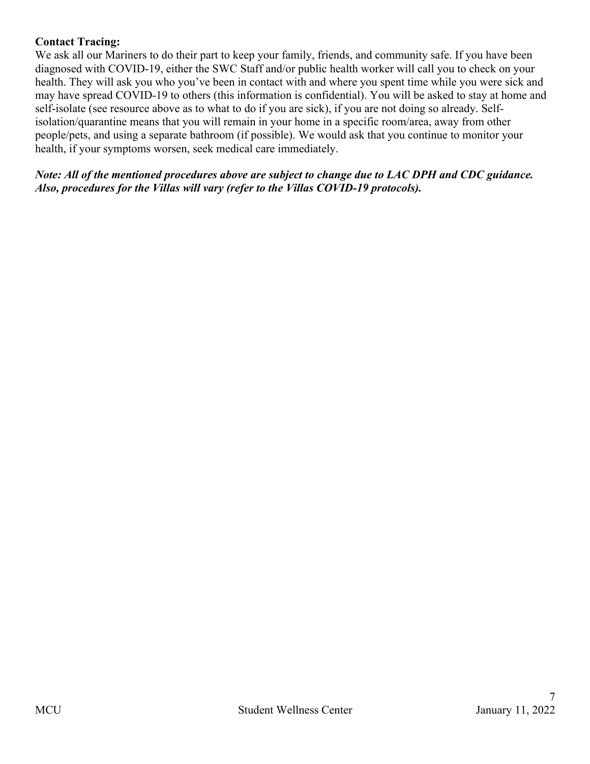**Contact Tracing:**

We ask all our Mariners to do their part to keep your family, friends, and community safe. If you have been diagnosed with COVID-19, either the SWC Staff and/or public health worker will call you to check on your health. They will ask you who you've been in contact with and where you spent time while you were sick and may have spread COVID-19 to others (this information is confidential). You will be asked to stay at home and self-isolate (see resource above as to what to do if you are sick), if you are not doing so already. Self-isolation/quarantine means that you will remain in your home in a specific room/area, away from other people/pets, and using a separate bathroom (if possible). We would ask that you continue to monitor your health, if your symptoms worsen, seek medical care immediately.

***Note: All of the mentioned procedures above are subject to change due to LAC DPH and CDC guidance. Also, procedures for the Villas will vary (refer to the Villas COVID-19 protocols).***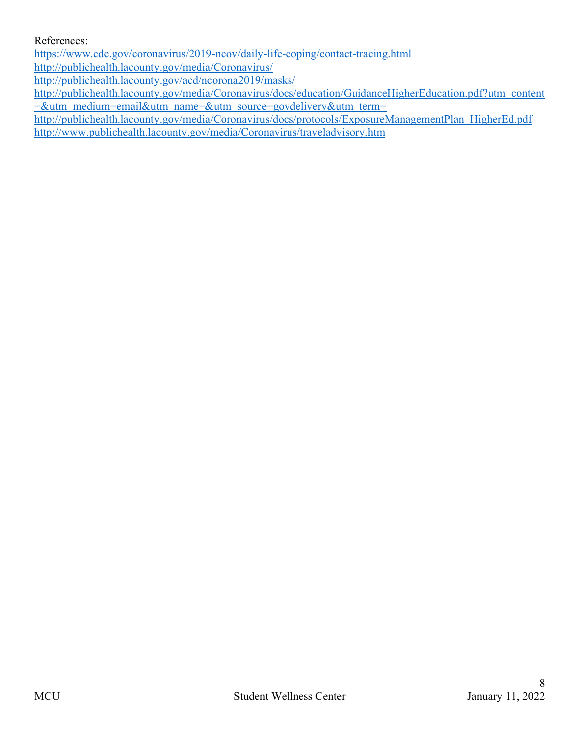References:

https://www.cdc.gov/coronavirus/2019-ncov/daily-life-coping/contact-tracing.html
http://publichealth.lacounty.gov/media/Coronavirus/
http://publichealth.lacounty.gov/acd/ncorona2019/masks/
http://publichealth.lacounty.gov/media/Coronavirus/docs/education/GuidanceHigherEducation.pdf?utm_content=&utm_medium=email&utm_name=&utm_source=govdelivery&utm_term=
http://publichealth.lacounty.gov/media/Coronavirus/docs/protocols/ExposureManagementPlan_HigherEd.pdf
http://www.publichealth.lacounty.gov/media/Coronavirus/traveladvisory.htm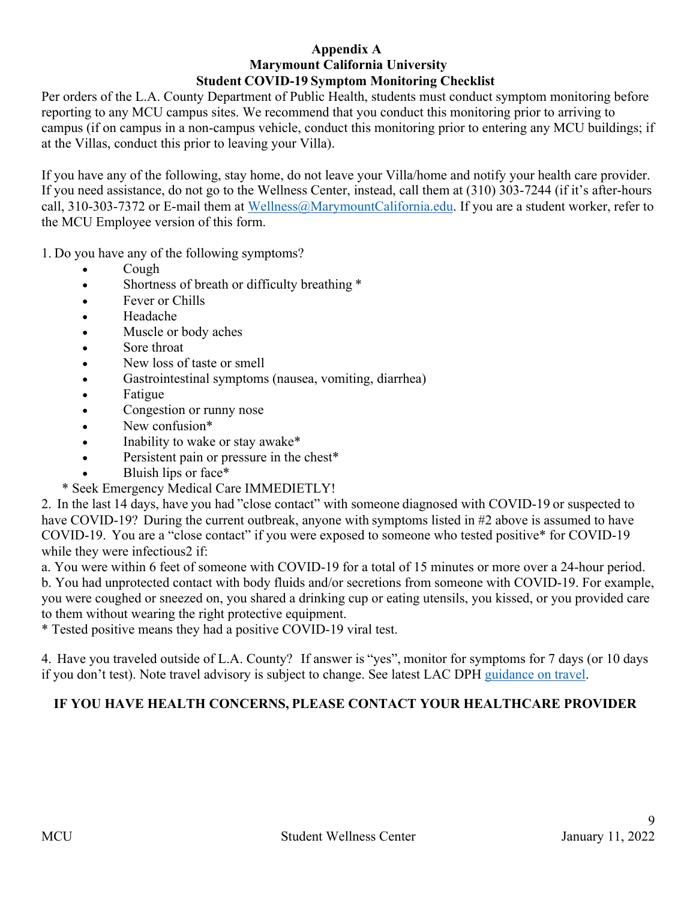**Appendix A**
**Marymount California University**
**Student COVID-19 Symptom Monitoring Checklist**

Per orders of the L.A. County Department of Public Health, students must conduct symptom monitoring before reporting to any MCU campus sites. We recommend that you conduct this monitoring prior to arriving to campus (if on campus in a non-campus vehicle, conduct this monitoring prior to entering any MCU buildings; if at the Villas, conduct this prior to leaving your Villa).

If you have any of the following, stay home, do not leave your Villa/home and notify your health care provider. If you need assistance, do not go to the Wellness Center, instead, call them at (310) 303-7244 (if it's after-hours call, 310-303-7372 or E-mail them at [Wellness@MarymountCalifornia.edu](mailto:Wellness@MarymountCalifornia.edu). If you are a student worker, refer to the MCU Employee version of this form.

1. Do you have any of the following symptoms?
   - Cough
   - Shortness of breath or difficulty breathing *
   - Fever or Chills
   - Headache
   - Muscle or body aches
   - Sore throat
   - New loss of taste or smell
   - Gastrointestinal symptoms (nausea, vomiting, diarrhea)
   - Fatigue
   - Congestion or runny nose
   - New confusion*
   - Inability to wake or stay awake*
   - Persistent pain or pressure in the chest*
   - Bluish lips or face*

   * Seek Emergency Medical Care IMMEDIETLY!

2. In the last 14 days, have you had "close contact" with someone diagnosed with COVID-19 or suspected to have COVID-19? During the current outbreak, anyone with symptoms listed in #2 above is assumed to have COVID-19. You are a "close contact" if you were exposed to someone who tested positive* for COVID-19 while they were infectious2 if:

a. You were within 6 feet of someone with COVID-19 for a total of 15 minutes or more over a 24-hour period.
b. You had unprotected contact with body fluids and/or secretions from someone with COVID-19. For example, you were coughed or sneezed on, you shared a drinking cup or eating utensils, you kissed, or you provided care to them without wearing the right protective equipment.
* Tested positive means they had a positive COVID-19 viral test.

4. Have you traveled outside of L.A. County? If answer is "yes", monitor for symptoms for 7 days (or 10 days if you don't test). Note travel advisory is subject to change. See latest LAC DPH guidance on travel.

**IF YOU HAVE HEALTH CONCERNS, PLEASE CONTACT YOUR HEALTHCARE PROVIDER**